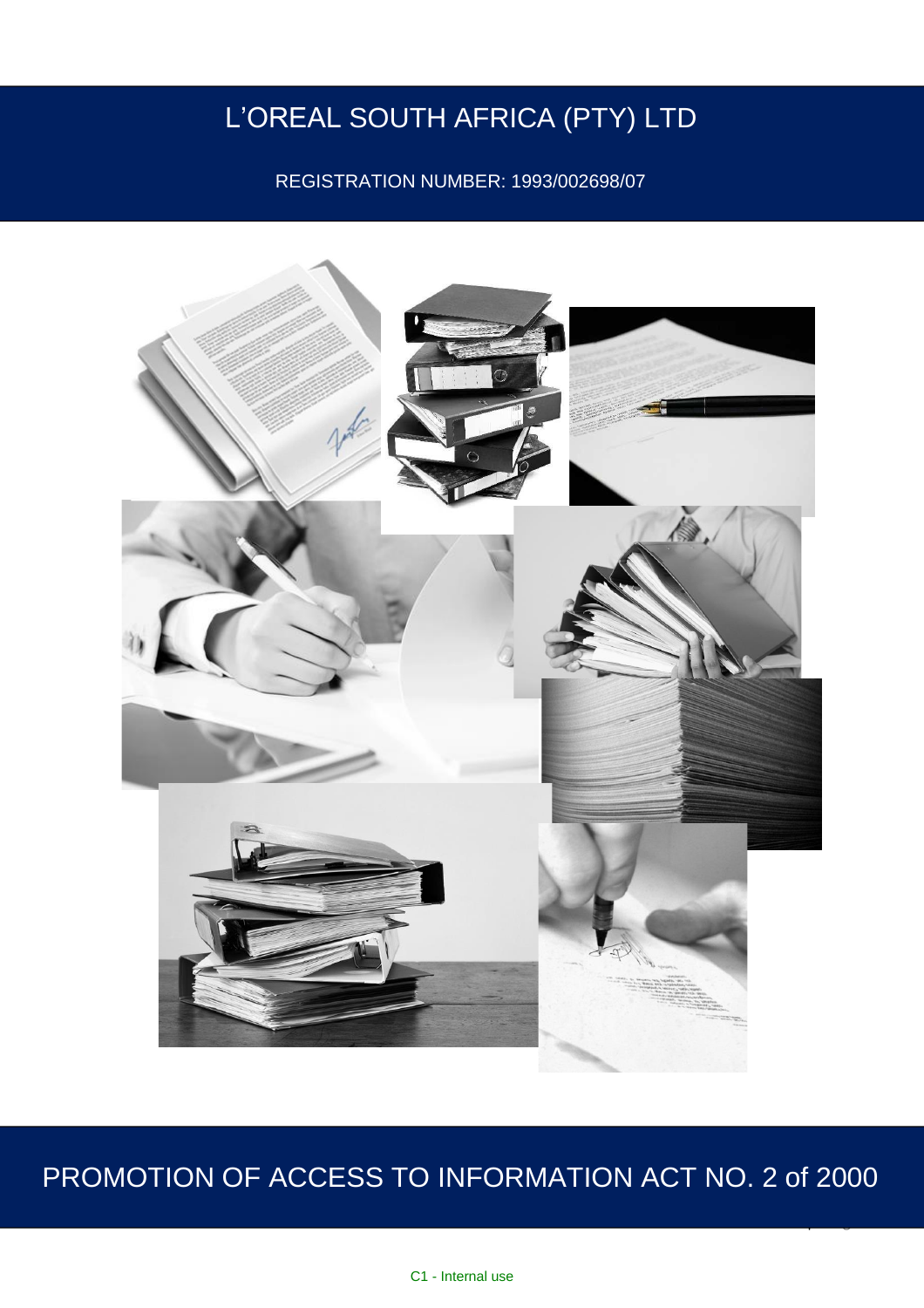# L'OREAL SOUTH AFRICA (PTY) LTD

REGISTRATION NUMBER: 1993/002698/07

# PROMOTION OF ACCESS TO INFORMATION ACT NO. 2 of 2000

C1 - Internal use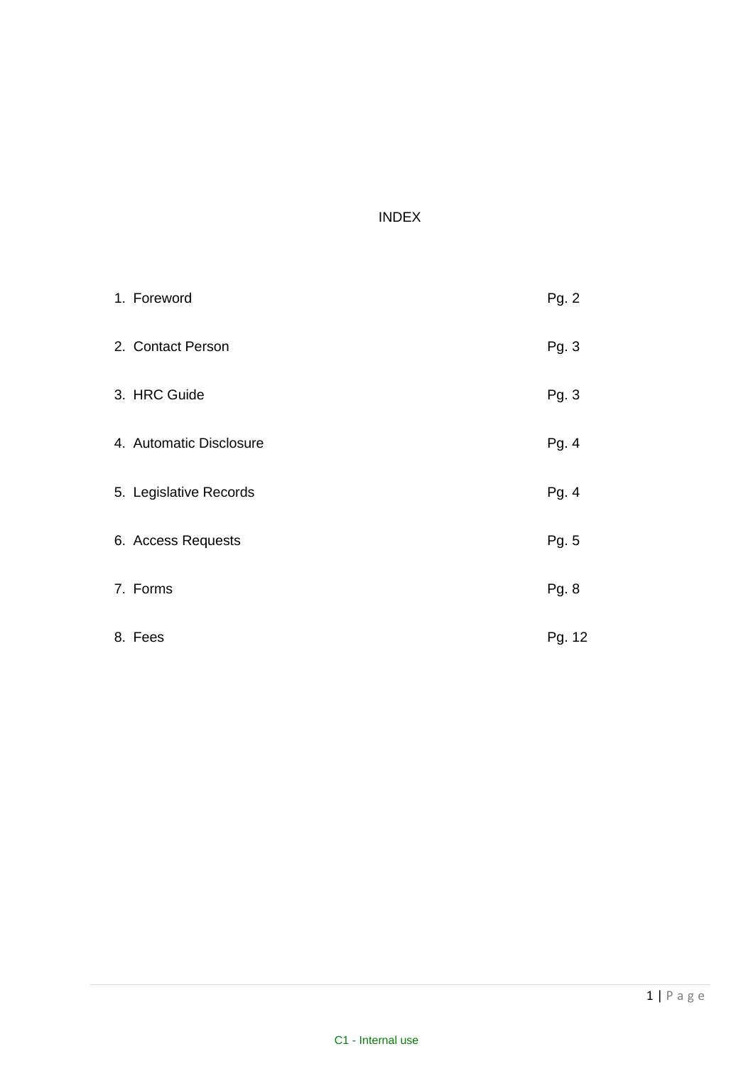# INDEX

| | |
|---|---|
| 1. Foreword | Pg. 2 |
| 2. Contact Person | Pg. 3 |
| 3. HRC Guide | Pg. 3 |
| 4. Automatic Disclosure | Pg. 4 |
| 5. Legislative Records | Pg. 4 |
| 6. Access Requests | Pg. 5 |
| 7. Forms | Pg. 8 |
| 8. Fees | Pg. 12 |

C1 - Internal use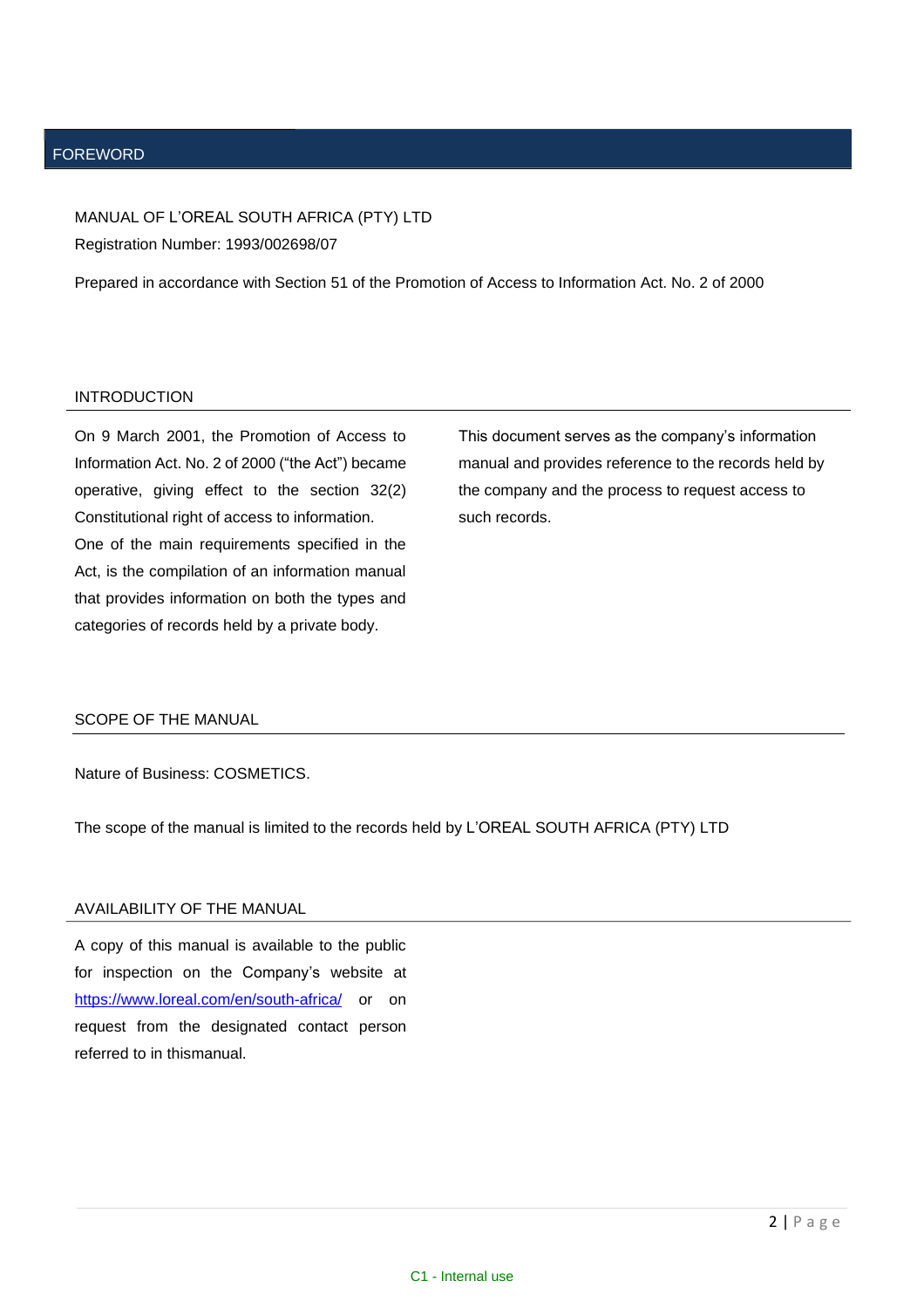# FOREWORD

MANUAL OF L'OREAL SOUTH AFRICA (PTY) LTD
Registration Number: 1993/002698/07

Prepared in accordance with Section 51 of the Promotion of Access to Information Act. No. 2 of 2000

## INTRODUCTION

On 9 March 2001, the Promotion of Access to Information Act. No. 2 of 2000 ("the Act") became operative, giving effect to the section 32(2) Constitutional right of access to information.
One of the main requirements specified in the Act, is the compilation of an information manual that provides information on both the types and categories of records held by a private body.

This document serves as the company's information manual and provides reference to the records held by the company and the process to request access to such records.

## SCOPE OF THE MANUAL

Nature of Business: COSMETICS.

The scope of the manual is limited to the records held by L'OREAL SOUTH AFRICA (PTY) LTD

## AVAILABILITY OF THE MANUAL

A copy of this manual is available to the public for inspection on the Company's website at https://www.loreal.com/en/south-africa/ or on request from the designated contact person referred to in thismanual.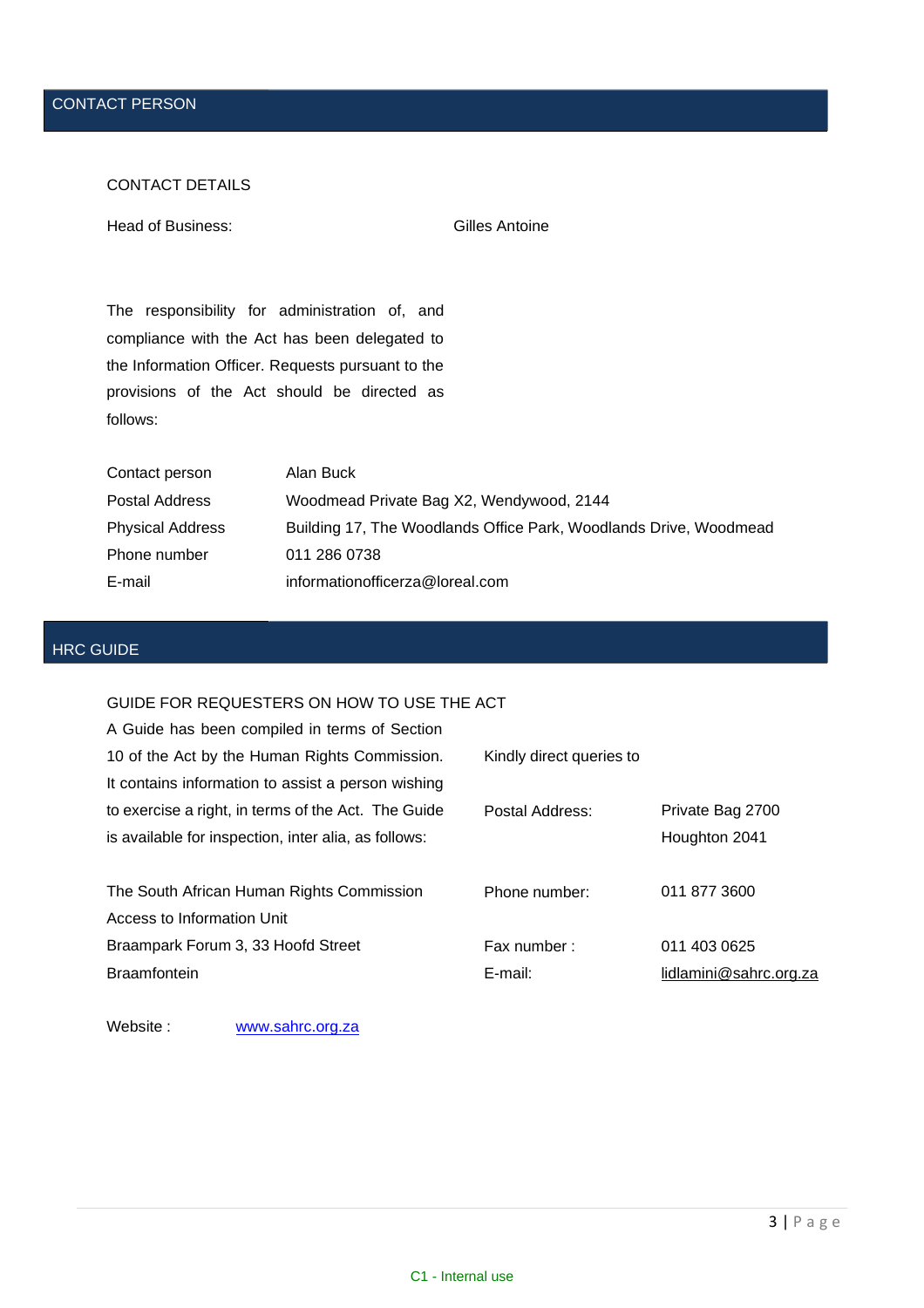## CONTACT PERSON

CONTACT DETAILS

Head of Business: Gilles Antoine

The responsibility for administration of, and compliance with the Act has been delegated to the Information Officer. Requests pursuant to the provisions of the Act should be directed as follows:

| | |
|---|---|
| Contact person | Alan Buck |
| Postal Address | Woodmead Private Bag X2, Wendywood, 2144 |
| Physical Address | Building 17, The Woodlands Office Park, Woodlands Drive, Woodmead |
| Phone number | 011 286 0738 |
| E-mail | informationofficerza@loreal.com |

## HRC GUIDE

GUIDE FOR REQUESTERS ON HOW TO USE THE ACT

A Guide has been compiled in terms of Section 10 of the Act by the Human Rights Commission. It contains information to assist a person wishing to exercise a right, in terms of the Act. The Guide is available for inspection, inter alia, as follows:

The South African Human Rights Commission
Access to Information Unit
Braampark Forum 3, 33 Hoofd Street
Braamfontein

Kindly direct queries to

| | |
|---|---|
| Postal Address: | Private Bag 2700<br>Houghton 2041 |
| Phone number: | 011 877 3600 |
| Fax number : | 011 403 0625 |
| E-mail: | lidlamini@sahrc.org.za |

Website : www.sahrc.org.za

C1 - Internal use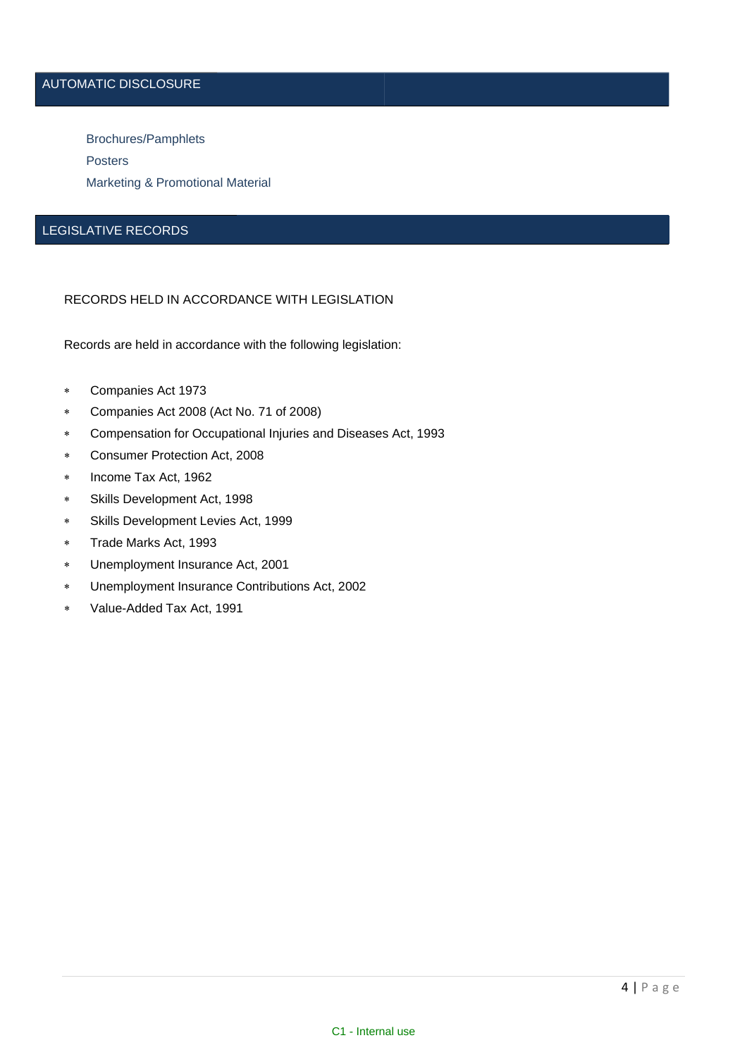## AUTOMATIC DISCLOSURE

- Brochures/Pamphlets
- Posters
- Marketing & Promotional Material

## LEGISLATIVE RECORDS

### RECORDS HELD IN ACCORDANCE WITH LEGISLATION

Records are held in accordance with the following legislation:

- Companies Act 1973
- Companies Act 2008 (Act No. 71 of 2008)
- Compensation for Occupational Injuries and Diseases Act, 1993
- Consumer Protection Act, 2008
- Income Tax Act, 1962
- Skills Development Act, 1998
- Skills Development Levies Act, 1999
- Trade Marks Act, 1993
- Unemployment Insurance Act, 2001
- Unemployment Insurance Contributions Act, 2002
- Value-Added Tax Act, 1991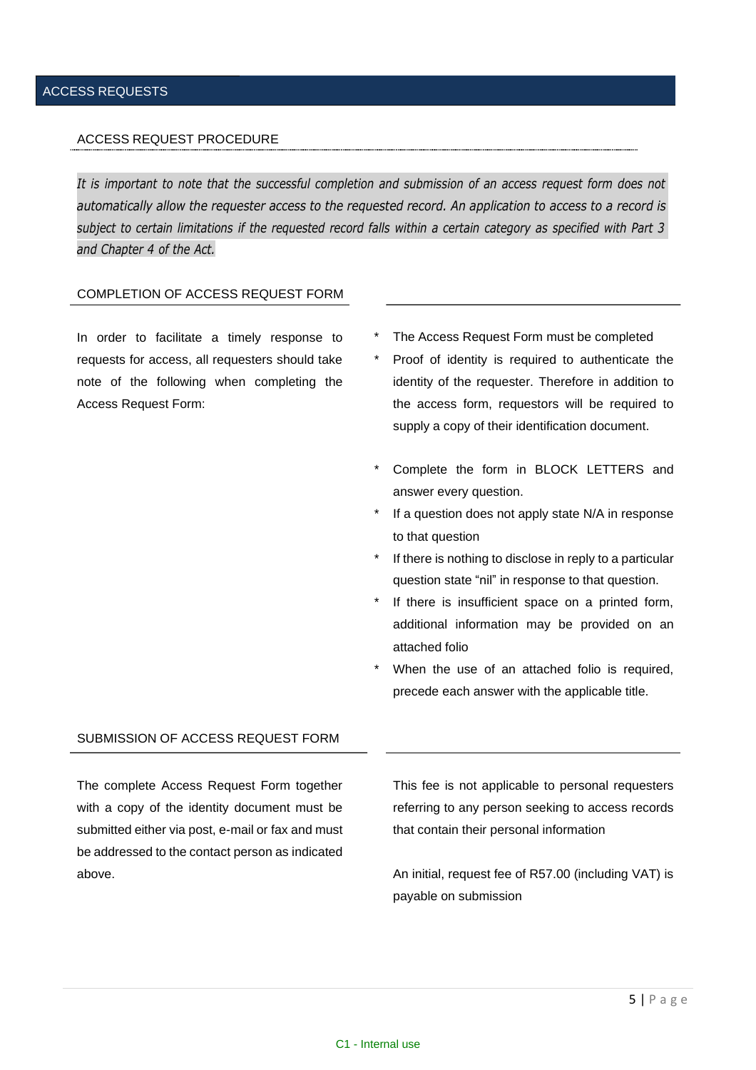## ACCESS REQUESTS

### ACCESS REQUEST PROCEDURE

*It is important to note that the successful completion and submission of an access request form does not automatically allow the requester access to the requested record. An application to access to a record is subject to certain limitations if the requested record falls within a certain category as specified with Part 3 and Chapter 4 of the Act.*

### COMPLETION OF ACCESS REQUEST FORM

In order to facilitate a timely response to requests for access, all requesters should take note of the following when completing the Access Request Form:

* The Access Request Form must be completed
* Proof of identity is required to authenticate the identity of the requester. Therefore in addition to the access form, requestors will be required to supply a copy of their identification document.
* Complete the form in BLOCK LETTERS and answer every question.
* If a question does not apply state N/A in response to that question
* If there is nothing to disclose in reply to a particular question state "nil" in response to that question.
* If there is insufficient space on a printed form, additional information may be provided on an attached folio
* When the use of an attached folio is required, precede each answer with the applicable title.

### SUBMISSION OF ACCESS REQUEST FORM

The complete Access Request Form together with a copy of the identity document must be submitted either via post, e-mail or fax and must be addressed to the contact person as indicated above.

This fee is not applicable to personal requesters referring to any person seeking to access records that contain their personal information

An initial, request fee of R57.00 (including VAT) is payable on submission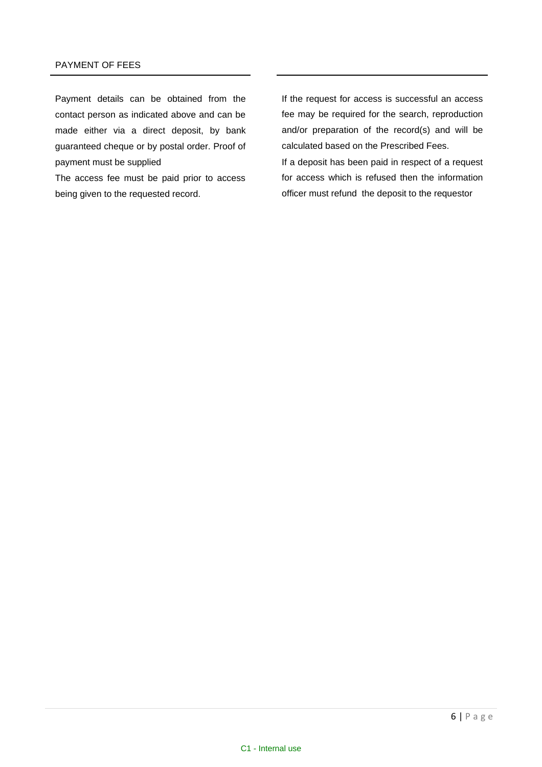## PAYMENT OF FEES

Payment details can be obtained from the contact person as indicated above and can be made either via a direct deposit, by bank guaranteed cheque or by postal order. Proof of payment must be supplied

The access fee must be paid prior to access being given to the requested record.

If the request for access is successful an access fee may be required for the search, reproduction and/or preparation of the record(s) and will be calculated based on the Prescribed Fees.

If a deposit has been paid in respect of a request for access which is refused then the information officer must refund the deposit to the requestor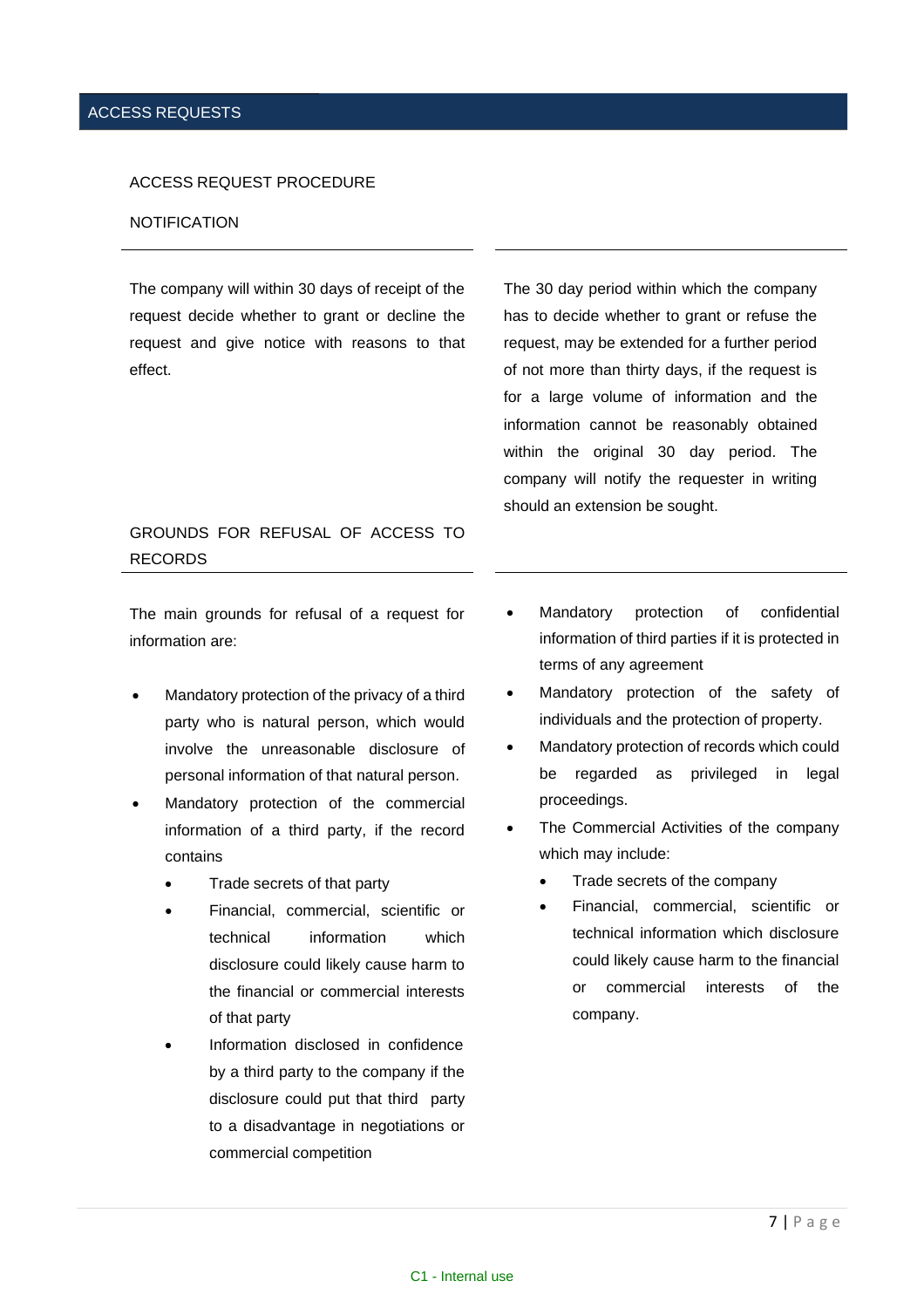# ACCESS REQUESTS

## ACCESS REQUEST PROCEDURE

### NOTIFICATION

The company will within 30 days of receipt of the request decide whether to grant or decline the request and give notice with reasons to that effect.

The 30 day period within which the company has to decide whether to grant or refuse the request, may be extended for a further period of not more than thirty days, if the request is for a large volume of information and the information cannot be reasonably obtained within the original 30 day period. The company will notify the requester in writing should an extension be sought.

### GROUNDS FOR REFUSAL OF ACCESS TO RECORDS

The main grounds for refusal of a request for information are:

- Mandatory protection of the privacy of a third party who is natural person, which would involve the unreasonable disclosure of personal information of that natural person.
- Mandatory protection of the commercial information of a third party, if the record contains
  - Trade secrets of that party
  - Financial, commercial, scientific or technical information which disclosure could likely cause harm to the financial or commercial interests of that party
  - Information disclosed in confidence by a third party to the company if the disclosure could put that third party to a disadvantage in negotiations or commercial competition
- Mandatory protection of confidential information of third parties if it is protected in terms of any agreement
- Mandatory protection of the safety of individuals and the protection of property.
- Mandatory protection of records which could be regarded as privileged in legal proceedings.
- The Commercial Activities of the company which may include:
  - Trade secrets of the company
  - Financial, commercial, scientific or technical information which disclosure could likely cause harm to the financial or commercial interests of the company.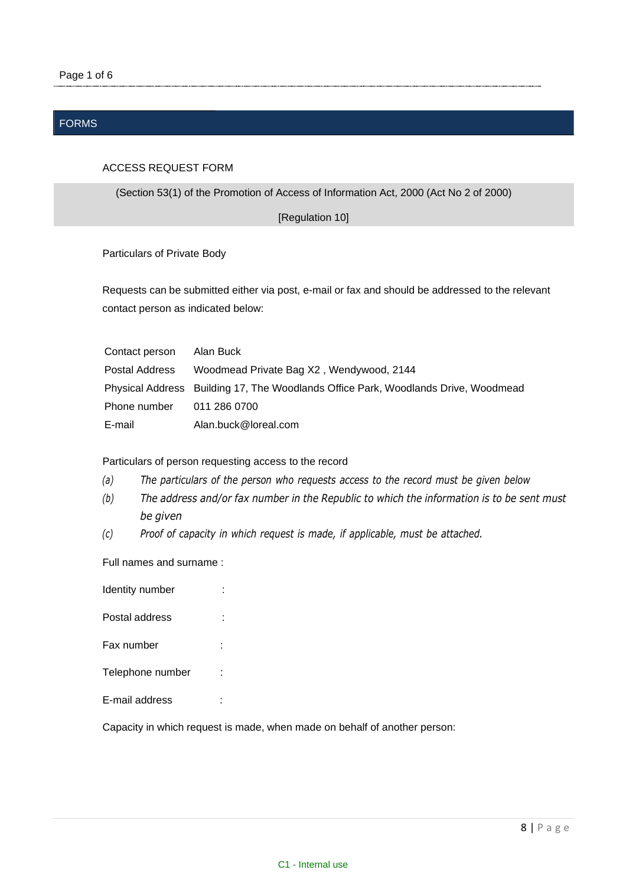# FORMS

## ACCESS REQUEST FORM

(Section 53(1) of the Promotion of Access of Information Act, 2000 (Act No 2 of 2000)

[Regulation 10]

Particulars of Private Body

Requests can be submitted either via post, e-mail or fax and should be addressed to the relevant contact person as indicated below:

| | |
|---|---|
| Contact person | Alan Buck |
| Postal Address | Woodmead Private Bag X2 , Wendywood, 2144 |
| Physical Address | Building 17, The Woodlands Office Park, Woodlands Drive, Woodmead |
| Phone number | 011 286 0700 |
| E-mail | Alan.buck@loreal.com |

Particulars of person requesting access to the record

*(a) The particulars of the person who requests access to the record must be given below*

*(b) The address and/or fax number in the Republic to which the information is to be sent must be given*

*(c) Proof of capacity in which request is made, if applicable, must be attached.*

Full names and surname :

Identity number :

Postal address :

Fax number :

Telephone number :

E-mail address :

Capacity in which request is made, when made on behalf of another person: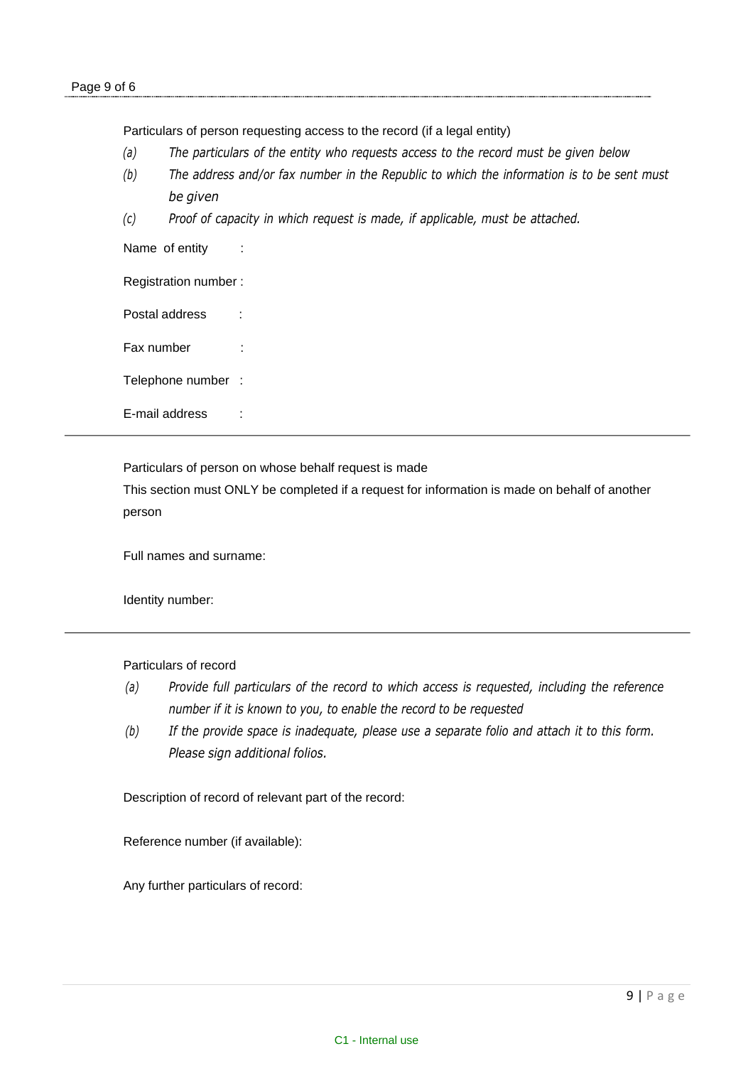Particulars of person requesting access to the record (if a legal entity)

*(a) The particulars of the entity who requests access to the record must be given below*

*(b) The address and/or fax number in the Republic to which the information is to be sent must be given*

*(c) Proof of capacity in which request is made, if applicable, must be attached.*

Name of entity :

Registration number :

Postal address :

Fax number :

Telephone number :

E-mail address :

---

Particulars of person on whose behalf request is made

This section must ONLY be completed if a request for information is made on behalf of another person

Full names and surname:

Identity number:

---

Particulars of record

*(a) Provide full particulars of the record to which access is requested, including the reference number if it is known to you, to enable the record to be requested*

*(b) If the provide space is inadequate, please use a separate folio and attach it to this form. Please sign additional folios.*

Description of record of relevant part of the record:

Reference number (if available):

Any further particulars of record:

C1 - Internal use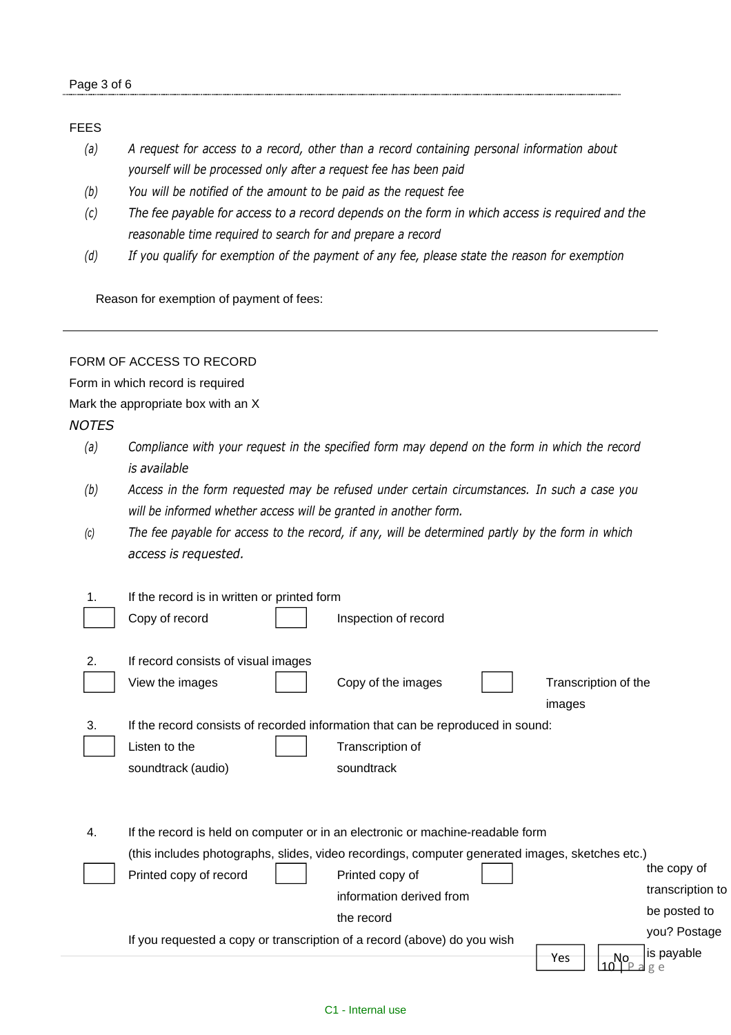FEES

*(a)* *A request for access to a record, other than a record containing personal information about yourself will be processed only after a request fee has been paid*

*(b)* *You will be notified of the amount to be paid as the request fee*

*(c)* *The fee payable for access to a record depends on the form in which access is required and the reasonable time required to search for and prepare a record*

*(d)* *If you qualify for exemption of the payment of any fee, please state the reason for exemption*

Reason for exemption of payment of fees:

---

FORM OF ACCESS TO RECORD

Form in which record is required

Mark the appropriate box with an X

*NOTES*

*(a)* *Compliance with your request in the specified form may depend on the form in which the record is available*

*(b)* *Access in the form requested may be refused under certain circumstances. In such a case you will be informed whether access will be granted in another form.*

*(c)* *The fee payable for access to the record, if any, will be determined partly by the form in which access is requested.*

1. If the record is in written or printed form

☐ Copy of record ☐ Inspection of record

2. If record consists of visual images

☐ View the images ☐ Copy of the images ☐ Transcription of the images

3. If the record consists of recorded information that can be reproduced in sound:

☐ Listen to the soundtrack (audio) ☐ Transcription of soundtrack

4. If the record is held on computer or in an electronic or machine-readable form (this includes photographs, slides, video recordings, computer generated images, sketches etc.)

☐ Printed copy of record ☐ Printed copy of information derived from the record ☐

If you requested a copy or transcription of a record (above) do you wish the copy of transcription to be posted to you? Postage is payable

☐ Yes ☐ No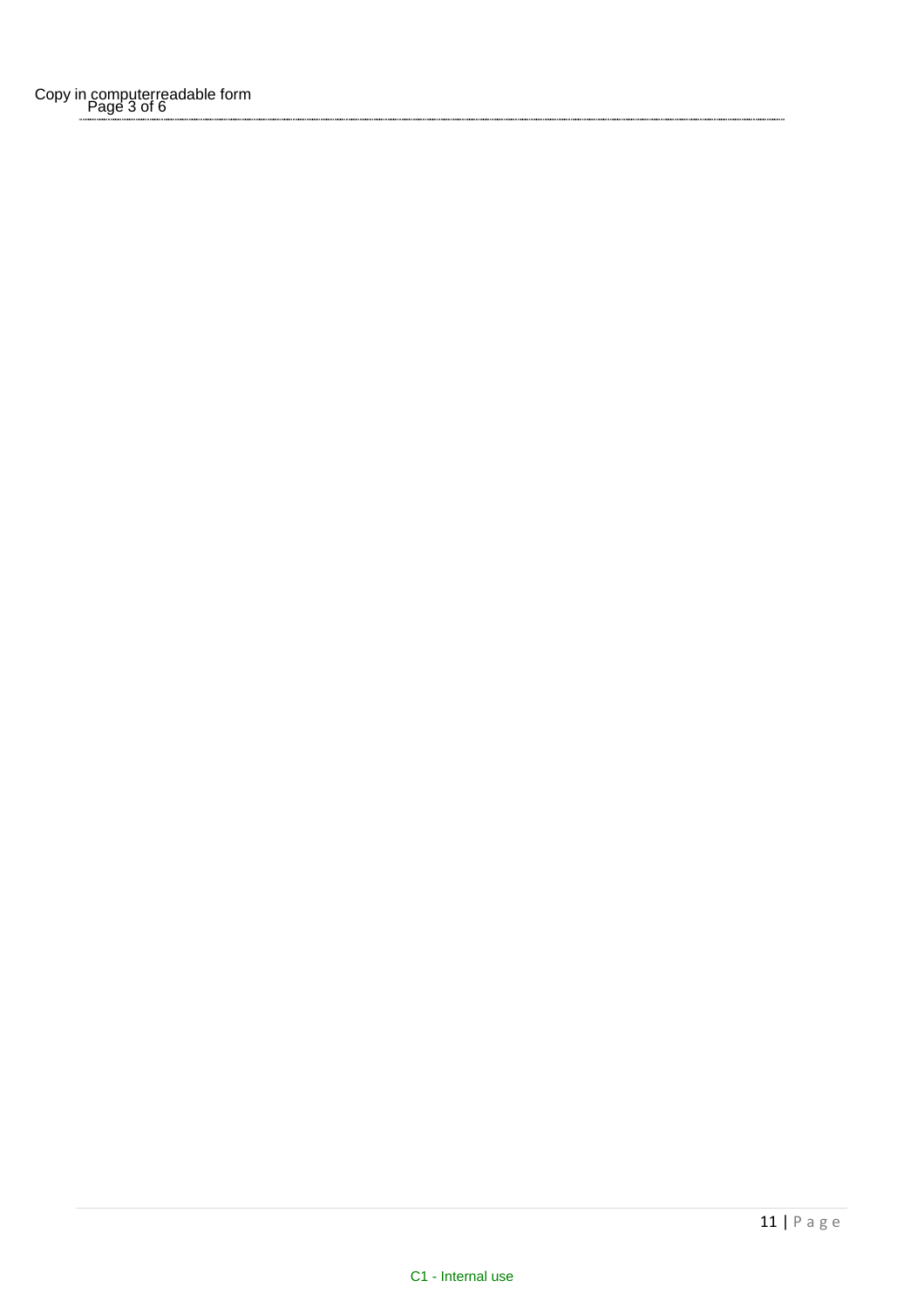Copy in computerreadable form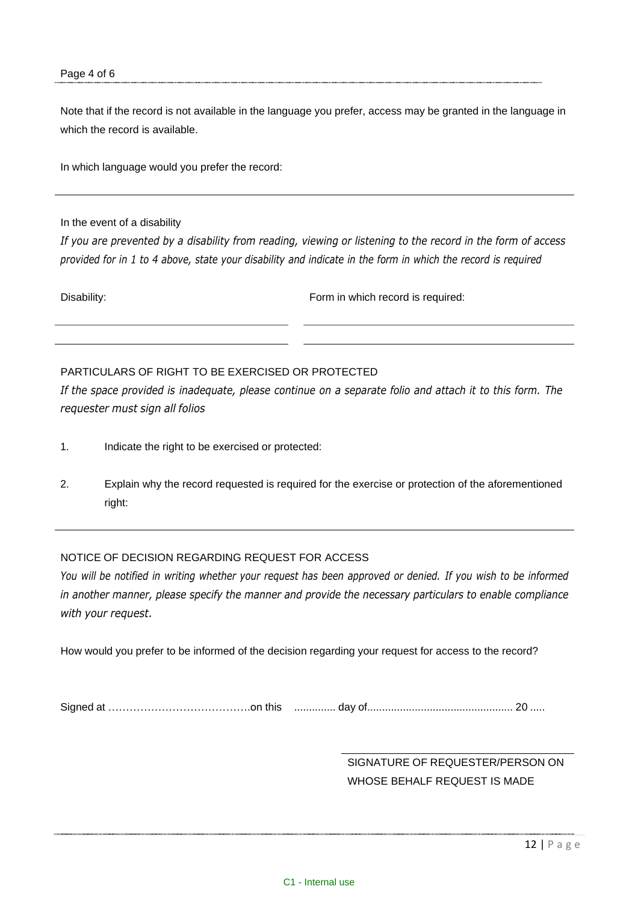Note that if the record is not available in the language you prefer, access may be granted in the language in which the record is available.

In which language would you prefer the record:

---

In the event of a disability

*If you are prevented by a disability from reading, viewing or listening to the record in the form of access provided for in 1 to 4 above, state your disability and indicate in the form in which the record is required*

| Disability: | Form in which record is required: |
|---|---|
| | |
| | |

PARTICULARS OF RIGHT TO BE EXERCISED OR PROTECTED

*If the space provided is inadequate, please continue on a separate folio and attach it to this form. The requester must sign all folios*

1. Indicate the right to be exercised or protected:

2. Explain why the record requested is required for the exercise or protection of the aforementioned right:

---

NOTICE OF DECISION REGARDING REQUEST FOR ACCESS

*You will be notified in writing whether your request has been approved or denied. If you wish to be informed in another manner, please specify the manner and provide the necessary particulars to enable compliance with your request.*

How would you prefer to be informed of the decision regarding your request for access to the record?

Signed at ………………………………….on this .............. day of................................................ 20 .....

SIGNATURE OF REQUESTER/PERSON ON WHOSE BEHALF REQUEST IS MADE

C1 - Internal use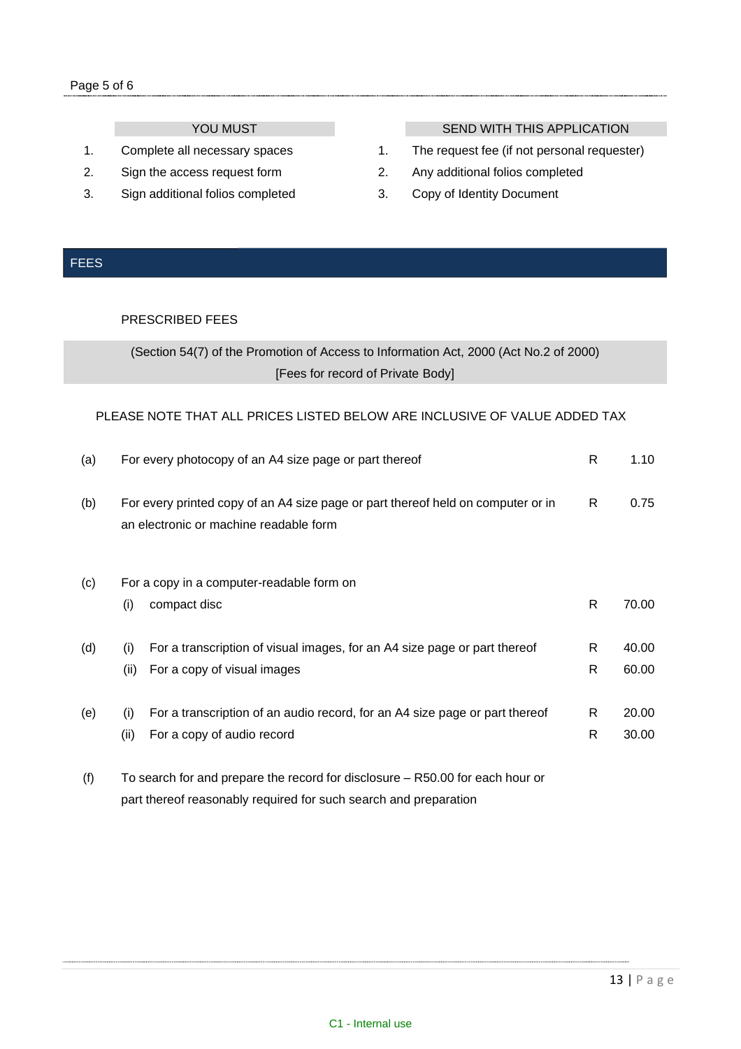| YOU MUST | | SEND WITH THIS APPLICATION | |
|---|---|---|---|
| 1. | Complete all necessary spaces | 1. | The request fee (if not personal requester) |
| 2. | Sign the access request form | 2. | Any additional folios completed |
| 3. | Sign additional folios completed | 3. | Copy of Identity Document |

## FEES

PRESCRIBED FEES

(Section 54(7) of the Promotion of Access to Information Act, 2000 (Act No.2 of 2000)
[Fees for record of Private Body]

PLEASE NOTE THAT ALL PRICES LISTED BELOW ARE INCLUSIVE OF VALUE ADDED TAX

| | | | |
|---|---|---|---|
| (a) | For every photocopy of an A4 size page or part thereof | R | 1.10 |
| (b) | For every printed copy of an A4 size page or part thereof held on computer or in an electronic or machine readable form | R | 0.75 |
| (c) | For a copy in a computer-readable form on | | |
| | (i) compact disc | R | 70.00 |
| (d) | (i) For a transcription of visual images, for an A4 size page or part thereof | R | 40.00 |
| | (ii) For a copy of visual images | R | 60.00 |
| (e) | (i) For a transcription of an audio record, for an A4 size page or part thereof | R | 20.00 |
| | (ii) For a copy of audio record | R | 30.00 |
| (f) | To search for and prepare the record for disclosure – R50.00 for each hour or part thereof reasonably required for such search and preparation | | |

C1 - Internal use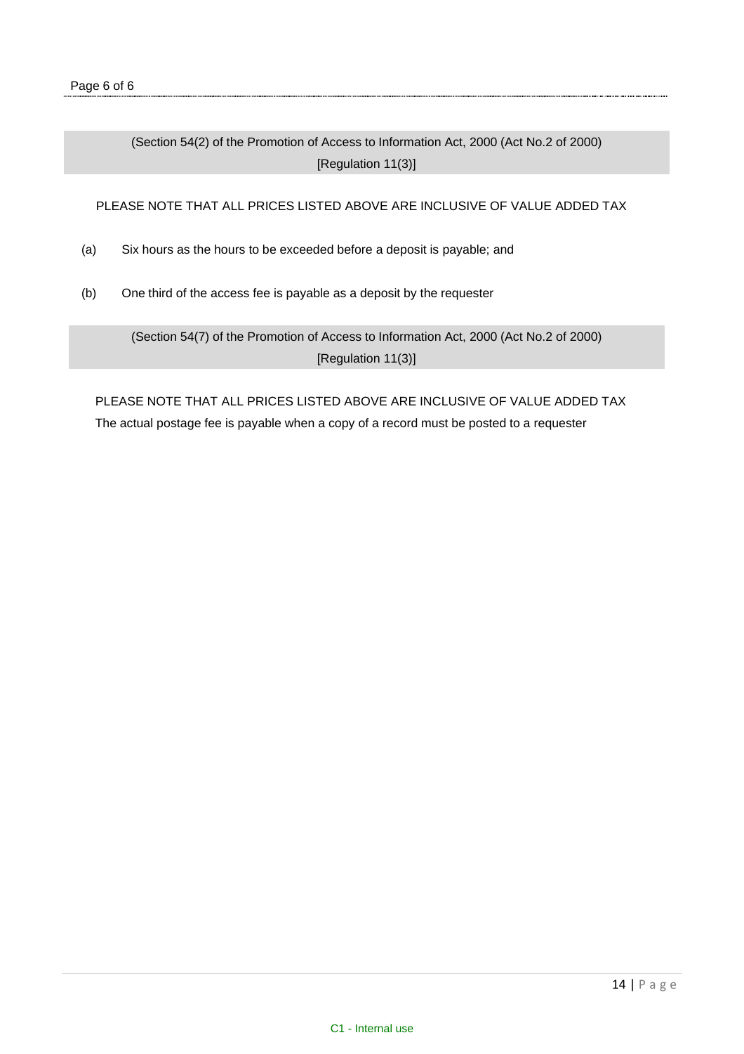(Section 54(2) of the Promotion of Access to Information Act, 2000 (Act No.2 of 2000)
[Regulation 11(3)]

PLEASE NOTE THAT ALL PRICES LISTED ABOVE ARE INCLUSIVE OF VALUE ADDED TAX

(a) Six hours as the hours to be exceeded before a deposit is payable; and

(b) One third of the access fee is payable as a deposit by the requester

(Section 54(7) of the Promotion of Access to Information Act, 2000 (Act No.2 of 2000)
[Regulation 11(3)]

PLEASE NOTE THAT ALL PRICES LISTED ABOVE ARE INCLUSIVE OF VALUE ADDED TAX
The actual postage fee is payable when a copy of a record must be posted to a requester